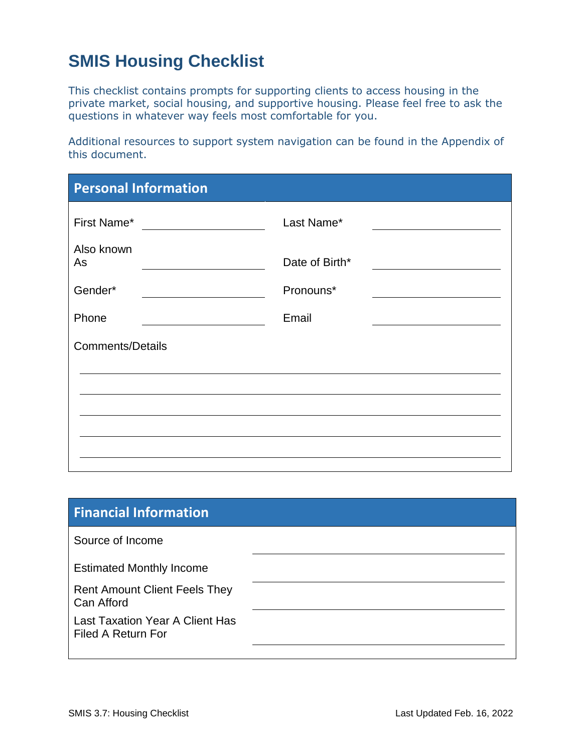# SMIS Housing Checklist

This checklist contains prompts for supporting clients to access housing in the private market, social housing, and supportive housing. Please feel free to ask the questions in whatever way feels most comfortable for you.

Additional resources to support system navigation can be found in the Appendix of this document.

## Personal Information

| | | | |
|---|---|---|---|
| First Name* | ____________ | Last Name* | ____________ |
| Also known As | ____________ | Date of Birth* | ____________ |
| Gender* | ____________ | Pronouns* | ____________ |
| Phone | ____________ | Email | ____________ |

Comments/Details

______________________________________________

______________________________________________

______________________________________________

______________________________________________

______________________________________________

## Financial Information

| | |
|---|---|
| Source of Income | ____________ |
| Estimated Monthly Income | ____________ |
| Rent Amount Client Feels They Can Afford | ____________ |
| Last Taxation Year A Client Has Filed A Return For | ____________ |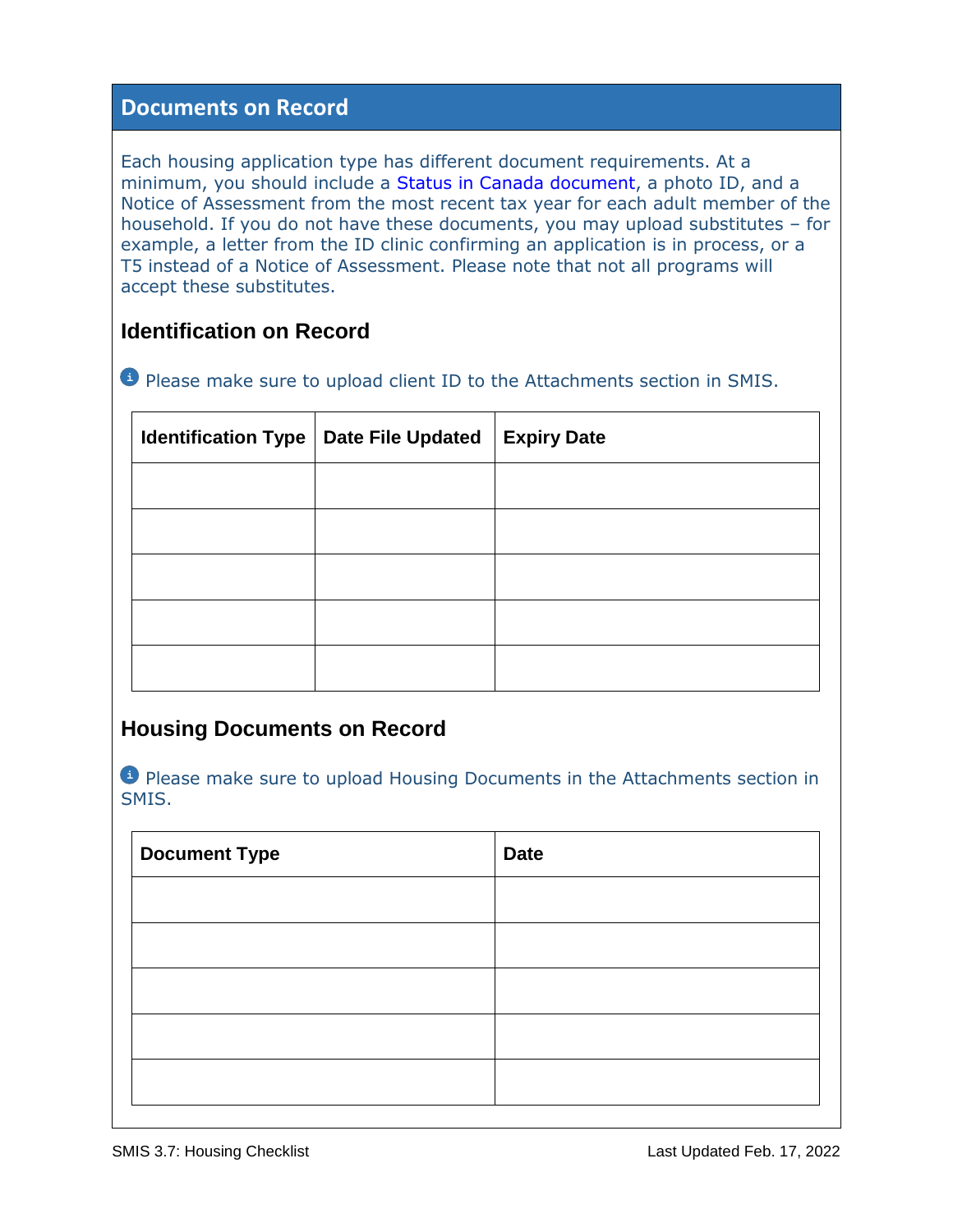## Documents on Record

Each housing application type has different document requirements. At a minimum, you should include a Status in Canada document, a photo ID, and a Notice of Assessment from the most recent tax year for each adult member of the household. If you do not have these documents, you may upload substitutes – for example, a letter from the ID clinic confirming an application is in process, or a T5 instead of a Notice of Assessment. Please note that not all programs will accept these substitutes.

### Identification on Record

ℹ Please make sure to upload client ID to the Attachments section in SMIS.

| Identification Type | Date File Updated | Expiry Date |
| --- | --- | --- |
| | | |
| | | |
| | | |
| | | |
| | | |

### Housing Documents on Record

ℹ Please make sure to upload Housing Documents in the Attachments section in SMIS.

| Document Type | Date |
| --- | --- |
| | |
| | |
| | |
| | |
| | |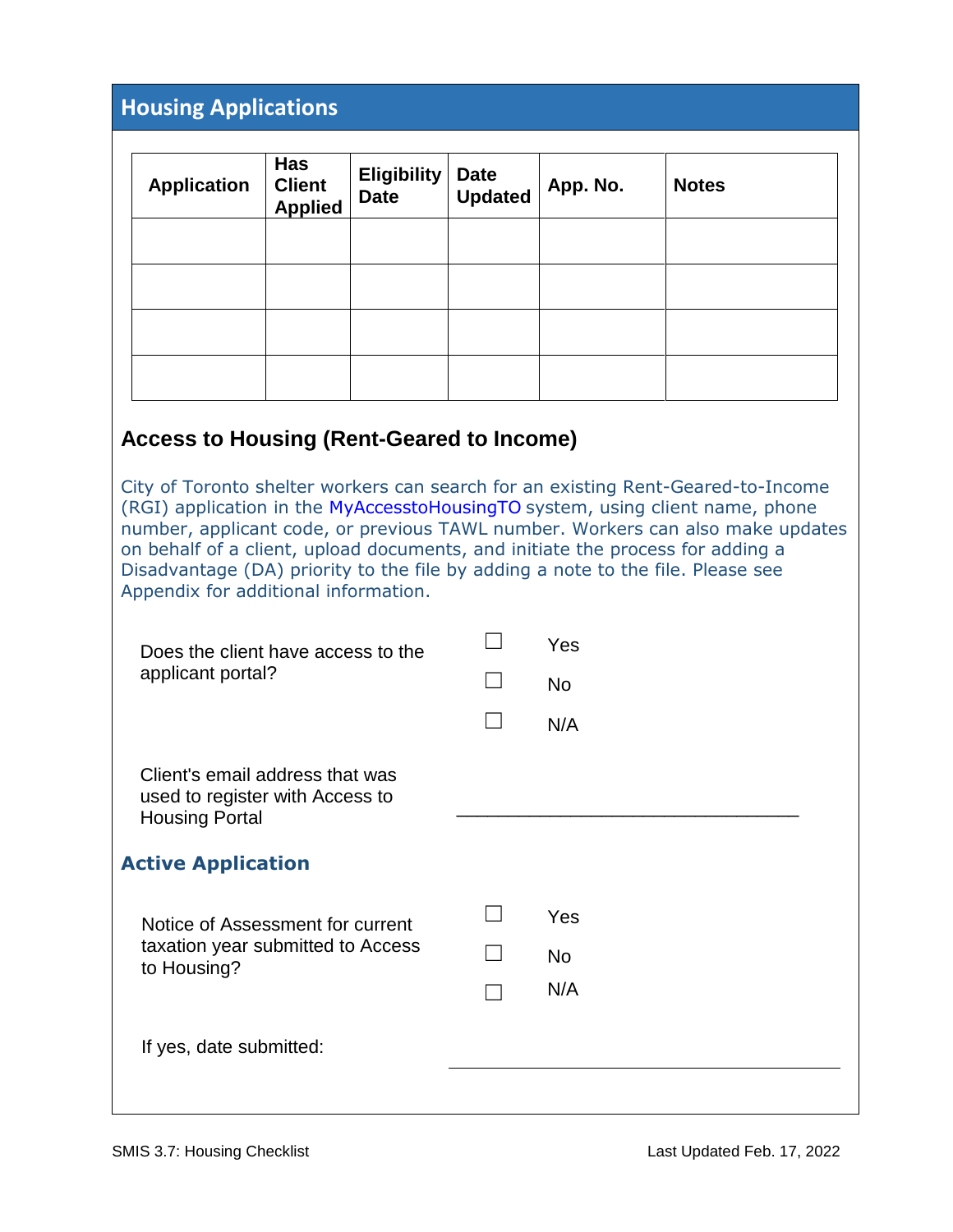## Housing Applications

| Application | Has Client Applied | Eligibility Date | Date Updated | App. No. | Notes |
|---|---|---|---|---|---|
| | | | | | |
| | | | | | |
| | | | | | |
| | | | | | |

### Access to Housing (Rent-Geared to Income)

City of Toronto shelter workers can search for an existing Rent-Geared-to-Income (RGI) application in the MyAccesstoHousingTO system, using client name, phone number, applicant code, or previous TAWL number. Workers can also make updates on behalf of a client, upload documents, and initiate the process for adding a Disadvantage (DA) priority to the file by adding a note to the file. Please see Appendix for additional information.

Does the client have access to the applicant portal?

- ☐ Yes
- ☐ No
- ☐ N/A

Client's email address that was used to register with Access to Housing Portal \_\_\_\_\_\_\_\_\_\_\_\_\_\_\_\_\_\_\_\_\_\_\_\_\_\_\_\_\_\_\_\_

#### Active Application

Notice of Assessment for current taxation year submitted to Access to Housing?

- ☐ Yes
- ☐ No
- ☐ N/A

If yes, date submitted: \_\_\_\_\_\_\_\_\_\_\_\_\_\_\_\_\_\_\_\_\_\_\_\_\_\_\_\_\_\_\_\_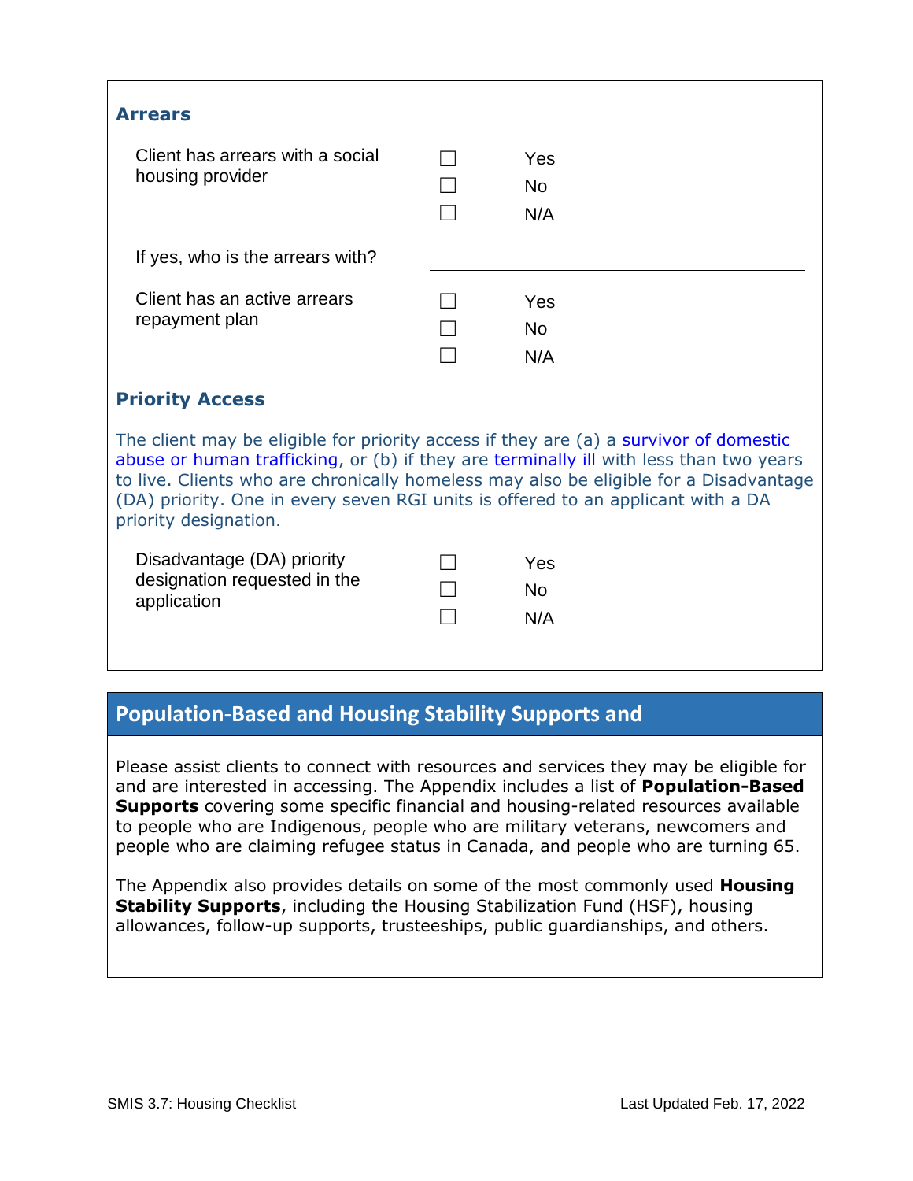### Arrears

| | | |
|---|---|---|
| Client has arrears with a social housing provider | ☐ | Yes |
| | ☐ | No |
| | ☐ | N/A |
| If yes, who is the arrears with? | | ___________ |
| Client has an active arrears repayment plan | ☐ | Yes |
| | ☐ | No |
| | ☐ | N/A |

### Priority Access

The client may be eligible for priority access if they are (a) a survivor of domestic abuse or human trafficking, or (b) if they are terminally ill with less than two years to live. Clients who are chronically homeless may also be eligible for a Disadvantage (DA) priority. One in every seven RGI units is offered to an applicant with a DA priority designation.

| | | |
|---|---|---|
| Disadvantage (DA) priority designation requested in the application | ☐ | Yes |
| | ☐ | No |
| | ☐ | N/A |

## Population-Based and Housing Stability Supports and

Please assist clients to connect with resources and services they may be eligible for and are interested in accessing. The Appendix includes a list of **Population-Based Supports** covering some specific financial and housing-related resources available to people who are Indigenous, people who are military veterans, newcomers and people who are claiming refugee status in Canada, and people who are turning 65.

The Appendix also provides details on some of the most commonly used **Housing Stability Supports**, including the Housing Stabilization Fund (HSF), housing allowances, follow-up supports, trusteeships, public guardianships, and others.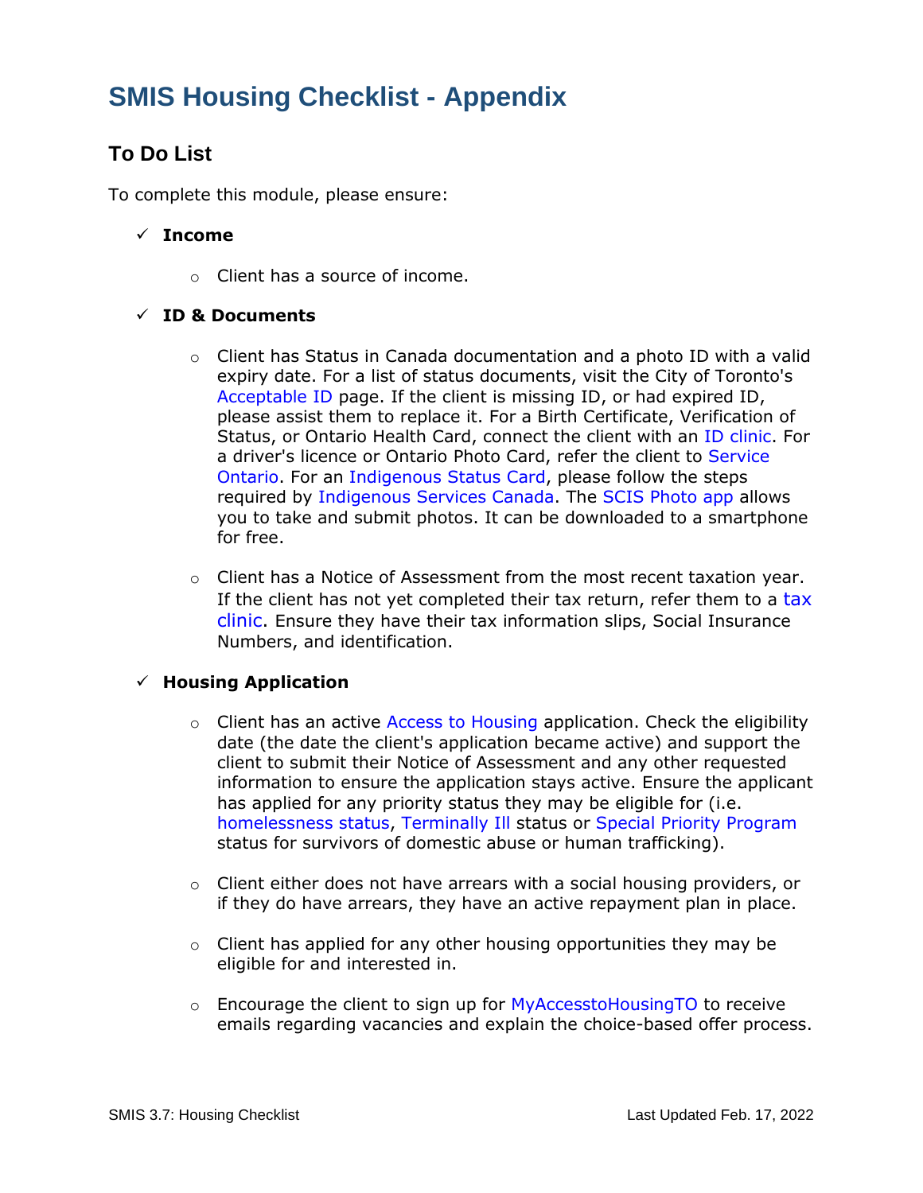# SMIS Housing Checklist - Appendix

## To Do List

To complete this module, please ensure:

- ✓ **Income**
  - Client has a source of income.
- ✓ **ID & Documents**
  - Client has Status in Canada documentation and a photo ID with a valid expiry date. For a list of status documents, visit the City of Toronto's Acceptable ID page. If the client is missing ID, or had expired ID, please assist them to replace it. For a Birth Certificate, Verification of Status, or Ontario Health Card, connect the client with an ID clinic. For a driver's licence or Ontario Photo Card, refer the client to Service Ontario. For an Indigenous Status Card, please follow the steps required by Indigenous Services Canada. The SCIS Photo app allows you to take and submit photos. It can be downloaded to a smartphone for free.
  - Client has a Notice of Assessment from the most recent taxation year. If the client has not yet completed their tax return, refer them to a tax clinic. Ensure they have their tax information slips, Social Insurance Numbers, and identification.
- ✓ **Housing Application**
  - Client has an active Access to Housing application. Check the eligibility date (the date the client's application became active) and support the client to submit their Notice of Assessment and any other requested information to ensure the application stays active. Ensure the applicant has applied for any priority status they may be eligible for (i.e. homelessness status, Terminally Ill status or Special Priority Program status for survivors of domestic abuse or human trafficking).
  - Client either does not have arrears with a social housing providers, or if they do have arrears, they have an active repayment plan in place.
  - Client has applied for any other housing opportunities they may be eligible for and interested in.
  - Encourage the client to sign up for MyAccesstoHousingTO to receive emails regarding vacancies and explain the choice-based offer process.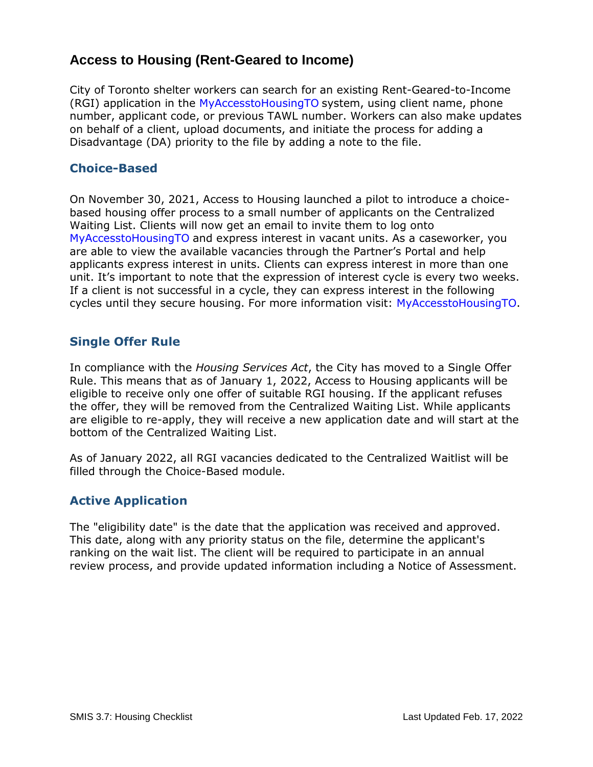## Access to Housing (Rent-Geared to Income)

City of Toronto shelter workers can search for an existing Rent-Geared-to-Income (RGI) application in the MyAccesstoHousingTO system, using client name, phone number, applicant code, or previous TAWL number. Workers can also make updates on behalf of a client, upload documents, and initiate the process for adding a Disadvantage (DA) priority to the file by adding a note to the file.

### Choice-Based

On November 30, 2021, Access to Housing launched a pilot to introduce a choice-based housing offer process to a small number of applicants on the Centralized Waiting List. Clients will now get an email to invite them to log onto MyAccesstoHousingTO and express interest in vacant units. As a caseworker, you are able to view the available vacancies through the Partner's Portal and help applicants express interest in units. Clients can express interest in more than one unit. It's important to note that the expression of interest cycle is every two weeks. If a client is not successful in a cycle, they can express interest in the following cycles until they secure housing. For more information visit: MyAccesstoHousingTO.

### Single Offer Rule

In compliance with the *Housing Services Act*, the City has moved to a Single Offer Rule. This means that as of January 1, 2022, Access to Housing applicants will be eligible to receive only one offer of suitable RGI housing. If the applicant refuses the offer, they will be removed from the Centralized Waiting List. While applicants are eligible to re-apply, they will receive a new application date and will start at the bottom of the Centralized Waiting List.

As of January 2022, all RGI vacancies dedicated to the Centralized Waitlist will be filled through the Choice-Based module.

### Active Application

The "eligibility date" is the date that the application was received and approved. This date, along with any priority status on the file, determine the applicant's ranking on the wait list. The client will be required to participate in an annual review process, and provide updated information including a Notice of Assessment.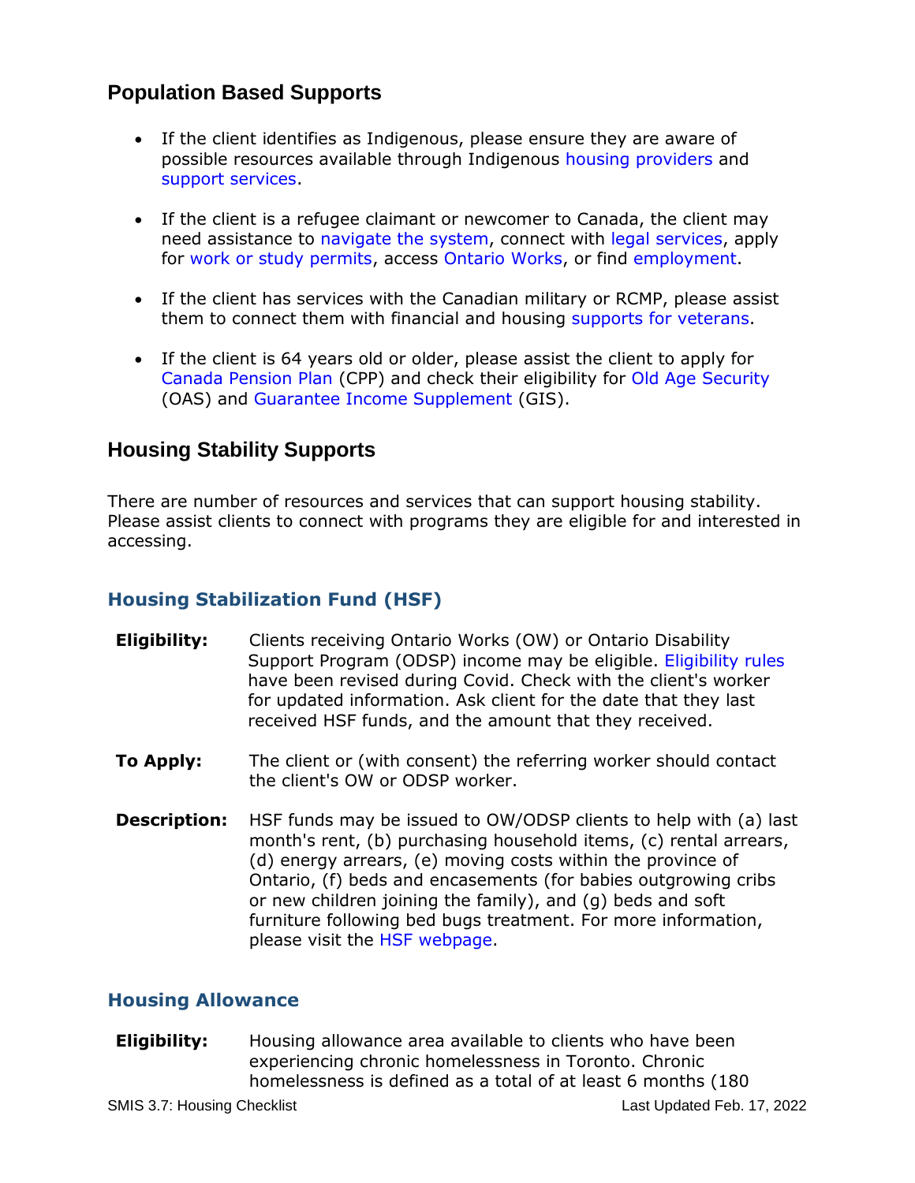## Population Based Supports

- If the client identifies as Indigenous, please ensure they are aware of possible resources available through Indigenous housing providers and support services.
- If the client is a refugee claimant or newcomer to Canada, the client may need assistance to navigate the system, connect with legal services, apply for work or study permits, access Ontario Works, or find employment.
- If the client has services with the Canadian military or RCMP, please assist them to connect them with financial and housing supports for veterans.
- If the client is 64 years old or older, please assist the client to apply for Canada Pension Plan (CPP) and check their eligibility for Old Age Security (OAS) and Guarantee Income Supplement (GIS).

## Housing Stability Supports

There are number of resources and services that can support housing stability. Please assist clients to connect with programs they are eligible for and interested in accessing.

### Housing Stabilization Fund (HSF)

**Eligibility:** Clients receiving Ontario Works (OW) or Ontario Disability Support Program (ODSP) income may be eligible. Eligibility rules have been revised during Covid. Check with the client's worker for updated information. Ask client for the date that they last received HSF funds, and the amount that they received.

**To Apply:** The client or (with consent) the referring worker should contact the client's OW or ODSP worker.

**Description:** HSF funds may be issued to OW/ODSP clients to help with (a) last month's rent, (b) purchasing household items, (c) rental arrears, (d) energy arrears, (e) moving costs within the province of Ontario, (f) beds and encasements (for babies outgrowing cribs or new children joining the family), and (g) beds and soft furniture following bed bugs treatment. For more information, please visit the HSF webpage.

### Housing Allowance

**Eligibility:** Housing allowance area available to clients who have been experiencing chronic homelessness in Toronto. Chronic homelessness is defined as a total of at least 6 months (180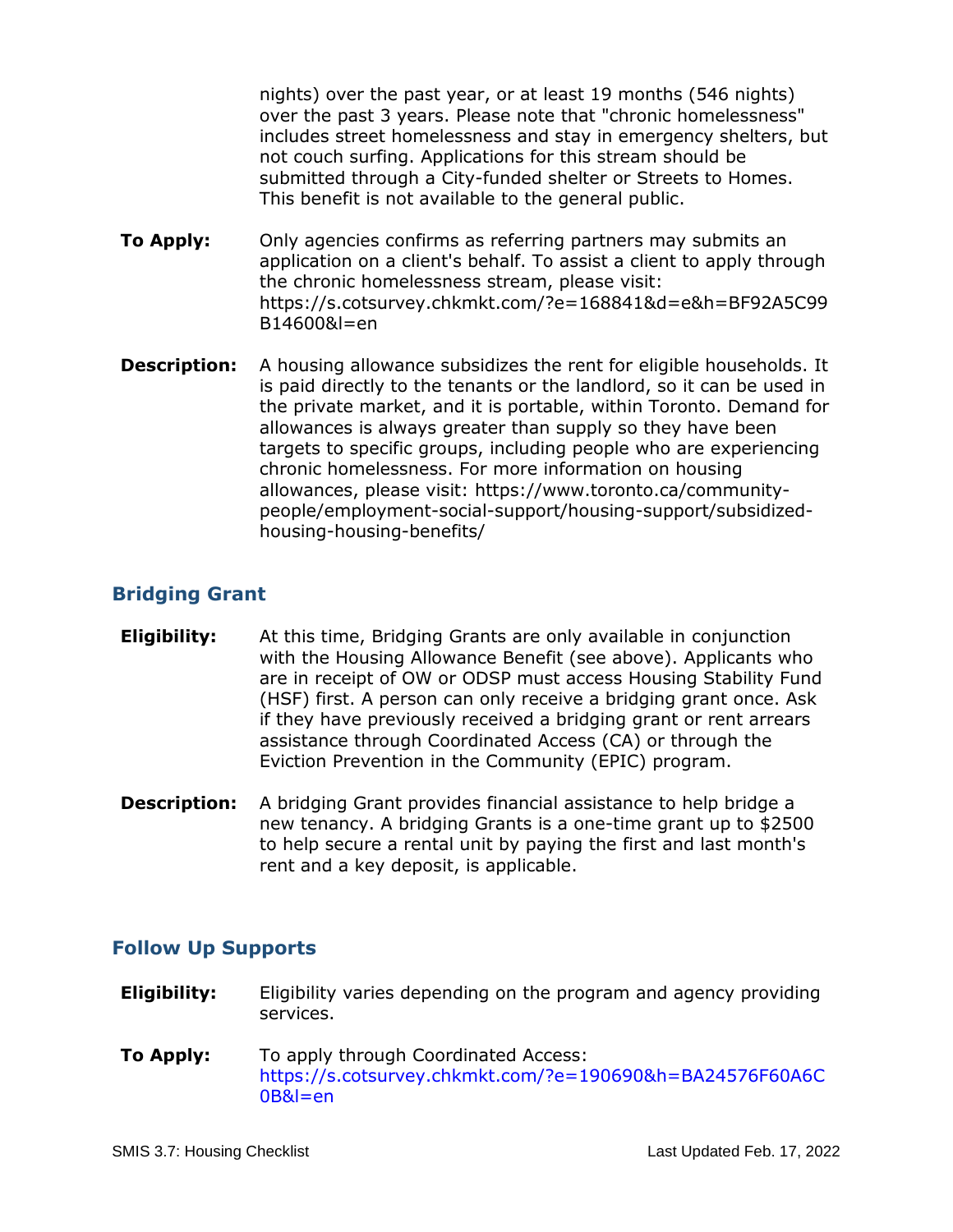nights) over the past year, or at least 19 months (546 nights) over the past 3 years. Please note that "chronic homelessness" includes street homelessness and stay in emergency shelters, but not couch surfing. Applications for this stream should be submitted through a City-funded shelter or Streets to Homes. This benefit is not available to the general public.

**To Apply:** Only agencies confirms as referring partners may submits an application on a client's behalf. To assist a client to apply through the chronic homelessness stream, please visit: https://s.cotsurvey.chkmkt.com/?e=168841&d=e&h=BF92A5C99B14600&l=en

**Description:** A housing allowance subsidizes the rent for eligible households. It is paid directly to the tenants or the landlord, so it can be used in the private market, and it is portable, within Toronto. Demand for allowances is always greater than supply so they have been targets to specific groups, including people who are experiencing chronic homelessness. For more information on housing allowances, please visit: https://www.toronto.ca/community-people/employment-social-support/housing-support/subsidized-housing-housing-benefits/

## Bridging Grant

**Eligibility:** At this time, Bridging Grants are only available in conjunction with the Housing Allowance Benefit (see above). Applicants who are in receipt of OW or ODSP must access Housing Stability Fund (HSF) first. A person can only receive a bridging grant once. Ask if they have previously received a bridging grant or rent arrears assistance through Coordinated Access (CA) or through the Eviction Prevention in the Community (EPIC) program.

**Description:** A bridging Grant provides financial assistance to help bridge a new tenancy. A bridging Grants is a one-time grant up to $2500 to help secure a rental unit by paying the first and last month's rent and a key deposit, is applicable.

## Follow Up Supports

**Eligibility:** Eligibility varies depending on the program and agency providing services.

**To Apply:** To apply through Coordinated Access: https://s.cotsurvey.chkmkt.com/?e=190690&h=BA24576F60A6C0B&l=en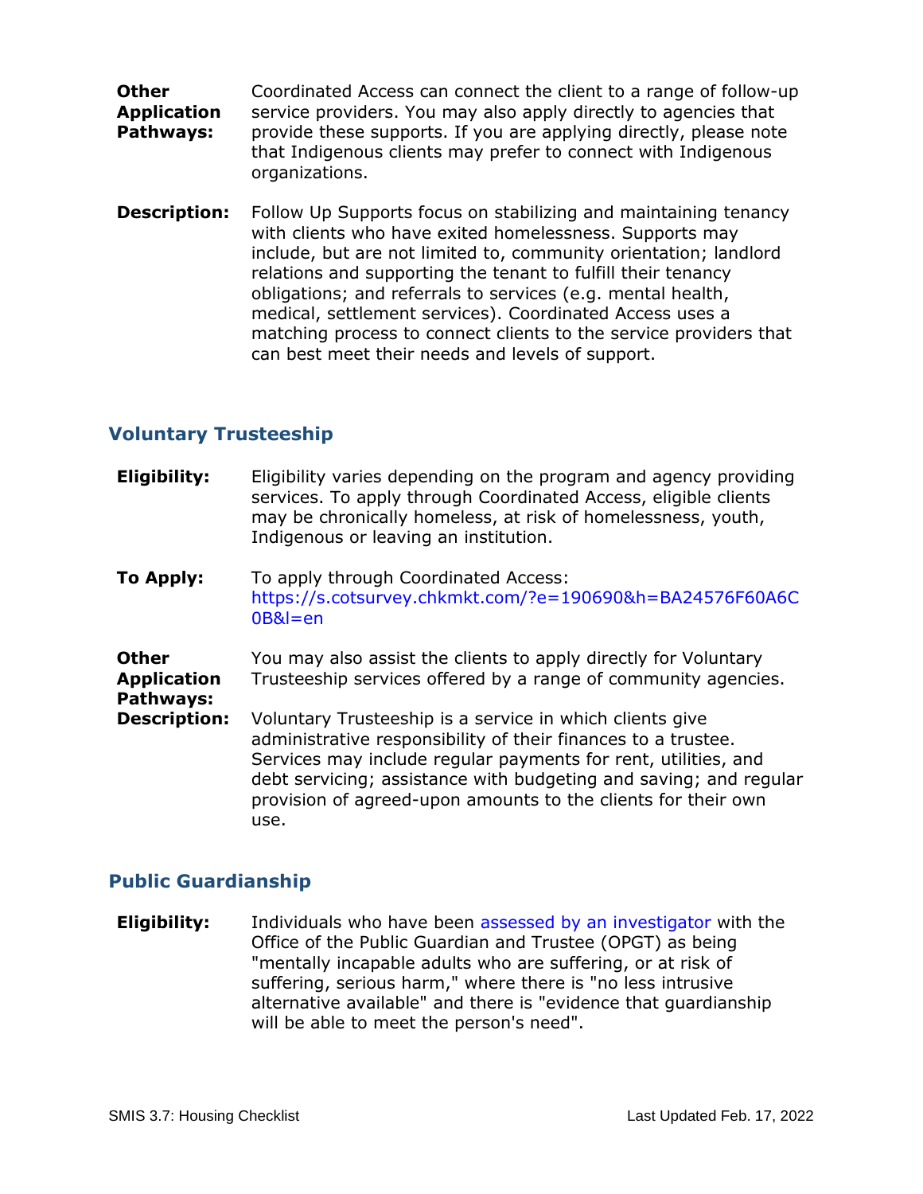**Other Application Pathways:** Coordinated Access can connect the client to a range of follow-up service providers. You may also apply directly to agencies that provide these supports. If you are applying directly, please note that Indigenous clients may prefer to connect with Indigenous organizations.

**Description:** Follow Up Supports focus on stabilizing and maintaining tenancy with clients who have exited homelessness. Supports may include, but are not limited to, community orientation; landlord relations and supporting the tenant to fulfill their tenancy obligations; and referrals to services (e.g. mental health, medical, settlement services). Coordinated Access uses a matching process to connect clients to the service providers that can best meet their needs and levels of support.

## Voluntary Trusteeship

**Eligibility:** Eligibility varies depending on the program and agency providing services. To apply through Coordinated Access, eligible clients may be chronically homeless, at risk of homelessness, youth, Indigenous or leaving an institution.

**To Apply:** To apply through Coordinated Access: https://s.cotsurvey.chkmkt.com/?e=190690&h=BA24576F60A6C0B&l=en

**Other Application Pathways:** You may also assist the clients to apply directly for Voluntary Trusteeship services offered by a range of community agencies.

**Description:** Voluntary Trusteeship is a service in which clients give administrative responsibility of their finances to a trustee. Services may include regular payments for rent, utilities, and debt servicing; assistance with budgeting and saving; and regular provision of agreed-upon amounts to the clients for their own use.

## Public Guardianship

**Eligibility:** Individuals who have been assessed by an investigator with the Office of the Public Guardian and Trustee (OPGT) as being "mentally incapable adults who are suffering, or at risk of suffering, serious harm," where there is "no less intrusive alternative available" and there is "evidence that guardianship will be able to meet the person's need".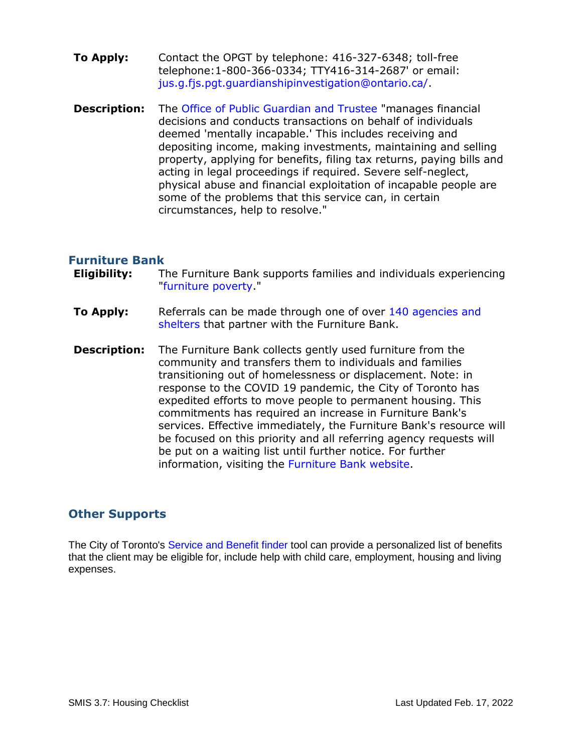**To Apply:** Contact the OPGT by telephone: 416-327-6348; toll-free telephone:1-800-366-0334; TTY416-314-2687' or email: jus.g.fjs.pgt.guardianshipinvestigation@ontario.ca/.

**Description:** The Office of Public Guardian and Trustee "manages financial decisions and conducts transactions on behalf of individuals deemed 'mentally incapable.' This includes receiving and depositing income, making investments, maintaining and selling property, applying for benefits, filing tax returns, paying bills and acting in legal proceedings if required. Severe self-neglect, physical abuse and financial exploitation of incapable people are some of the problems that this service can, in certain circumstances, help to resolve."

## Furniture Bank

**Eligibility:** The Furniture Bank supports families and individuals experiencing "furniture poverty."

**To Apply:** Referrals can be made through one of over 140 agencies and shelters that partner with the Furniture Bank.

**Description:** The Furniture Bank collects gently used furniture from the community and transfers them to individuals and families transitioning out of homelessness or displacement. Note: in response to the COVID 19 pandemic, the City of Toronto has expedited efforts to move people to permanent housing. This commitments has required an increase in Furniture Bank's services. Effective immediately, the Furniture Bank's resource will be focused on this priority and all referring agency requests will be put on a waiting list until further notice. For further information, visiting the Furniture Bank website.

## Other Supports

The City of Toronto's Service and Benefit finder tool can provide a personalized list of benefits that the client may be eligible for, include help with child care, employment, housing and living expenses.